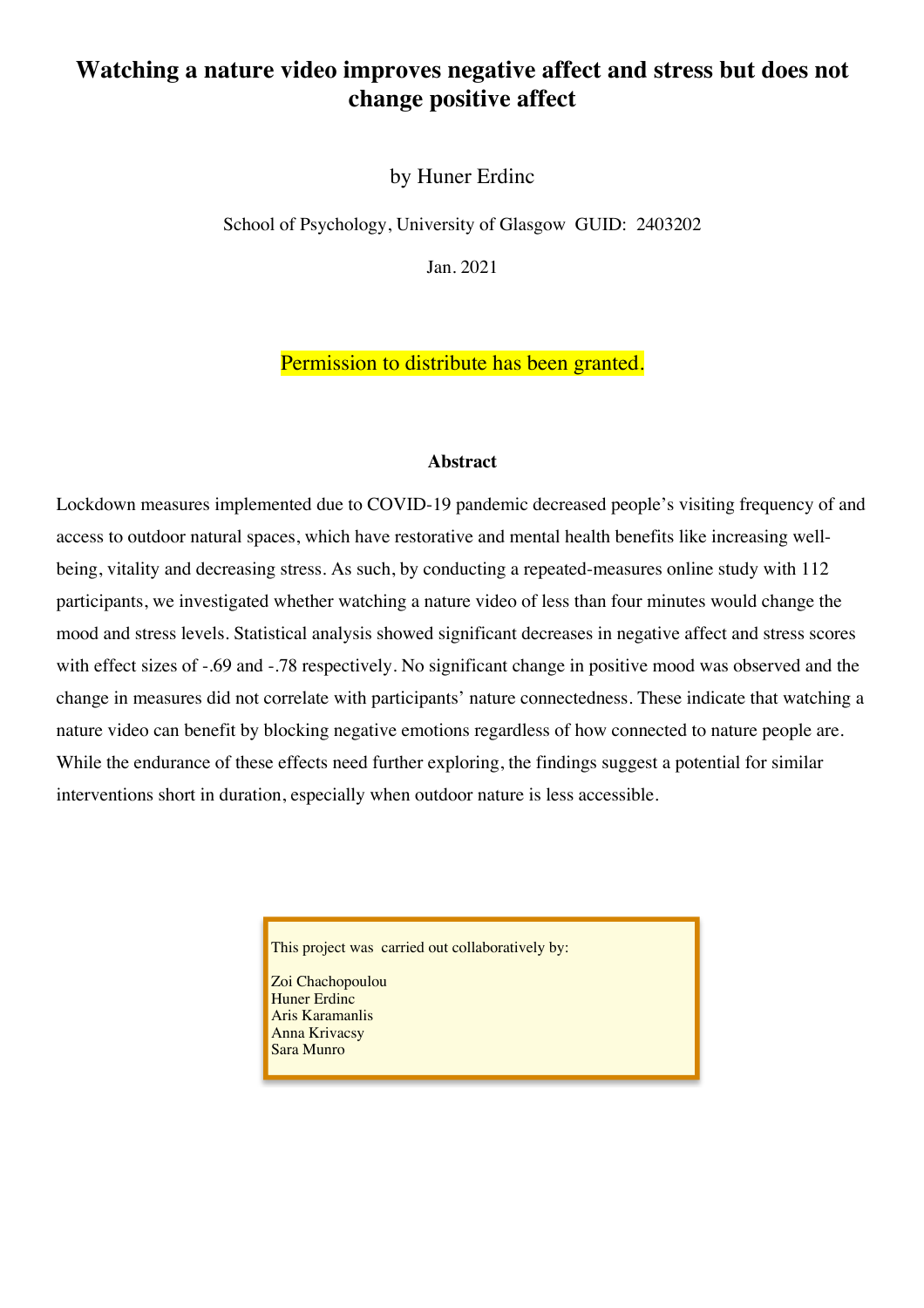# Watching a nature video improves negative affect and stress but does not change positive affect

by Huner Erdinc

School of Psychology, University of Glasgow GUID: 2403202

Jan. 2021

Permission to distribute has been granted.

### Abstract

Lockdown measures implemented due to COVID-19 pandemic decreased people's visiting frequency of and access to outdoor natural spaces, which have restorative and mental health benefits like increasing well-being, vitality and decreasing stress. As such, by conducting a repeated-measures online study with 112 participants, we investigated whether watching a nature video of less than four minutes would change the mood and stress levels. Statistical analysis showed significant decreases in negative affect and stress scores with effect sizes of -.69 and -.78 respectively. No significant change in positive mood was observed and the change in measures did not correlate with participants' nature connectedness. These indicate that watching a nature video can benefit by blocking negative emotions regardless of how connected to nature people are. While the endurance of these effects need further exploring, the findings suggest a potential for similar interventions short in duration, especially when outdoor nature is less accessible.

This project was carried out collaboratively by:

Zoi Chachopoulou
Huner Erdinc
Aris Karamanlis
Anna Krivacsy
Sara Munro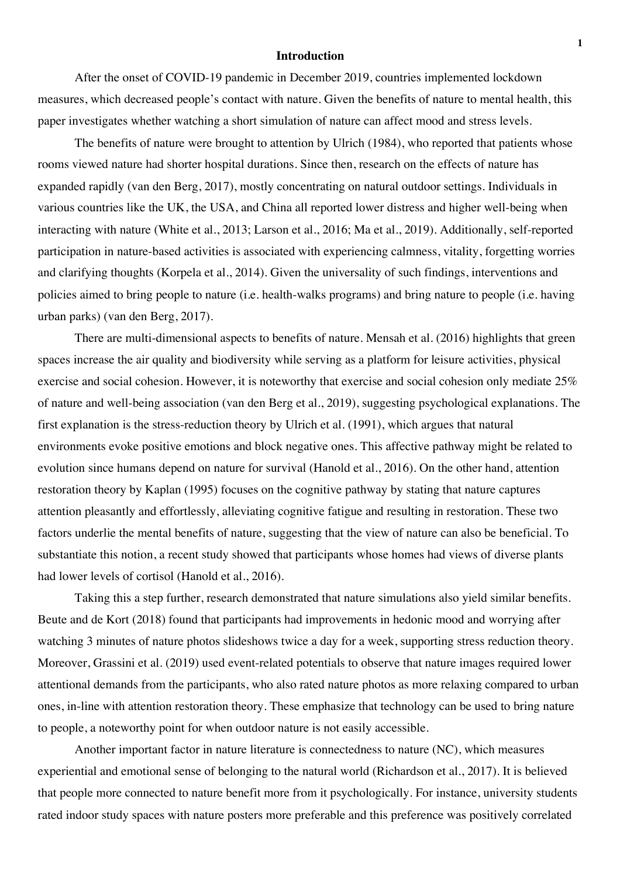# Introduction

After the onset of COVID-19 pandemic in December 2019, countries implemented lockdown measures, which decreased people's contact with nature. Given the benefits of nature to mental health, this paper investigates whether watching a short simulation of nature can affect mood and stress levels.

The benefits of nature were brought to attention by Ulrich (1984), who reported that patients whose rooms viewed nature had shorter hospital durations. Since then, research on the effects of nature has expanded rapidly (van den Berg, 2017), mostly concentrating on natural outdoor settings. Individuals in various countries like the UK, the USA, and China all reported lower distress and higher well-being when interacting with nature (White et al., 2013; Larson et al., 2016; Ma et al., 2019). Additionally, self-reported participation in nature-based activities is associated with experiencing calmness, vitality, forgetting worries and clarifying thoughts (Korpela et al., 2014). Given the universality of such findings, interventions and policies aimed to bring people to nature (i.e. health-walks programs) and bring nature to people (i.e. having urban parks) (van den Berg, 2017).

There are multi-dimensional aspects to benefits of nature. Mensah et al. (2016) highlights that green spaces increase the air quality and biodiversity while serving as a platform for leisure activities, physical exercise and social cohesion. However, it is noteworthy that exercise and social cohesion only mediate 25% of nature and well-being association (van den Berg et al., 2019), suggesting psychological explanations. The first explanation is the stress-reduction theory by Ulrich et al. (1991), which argues that natural environments evoke positive emotions and block negative ones. This affective pathway might be related to evolution since humans depend on nature for survival (Hanold et al., 2016). On the other hand, attention restoration theory by Kaplan (1995) focuses on the cognitive pathway by stating that nature captures attention pleasantly and effortlessly, alleviating cognitive fatigue and resulting in restoration. These two factors underlie the mental benefits of nature, suggesting that the view of nature can also be beneficial. To substantiate this notion, a recent study showed that participants whose homes had views of diverse plants had lower levels of cortisol (Hanold et al., 2016).

Taking this a step further, research demonstrated that nature simulations also yield similar benefits. Beute and de Kort (2018) found that participants had improvements in hedonic mood and worrying after watching 3 minutes of nature photos slideshows twice a day for a week, supporting stress reduction theory. Moreover, Grassini et al. (2019) used event-related potentials to observe that nature images required lower attentional demands from the participants, who also rated nature photos as more relaxing compared to urban ones, in-line with attention restoration theory. These emphasize that technology can be used to bring nature to people, a noteworthy point for when outdoor nature is not easily accessible.

Another important factor in nature literature is connectedness to nature (NC), which measures experiential and emotional sense of belonging to the natural world (Richardson et al., 2017). It is believed that people more connected to nature benefit more from it psychologically. For instance, university students rated indoor study spaces with nature posters more preferable and this preference was positively correlated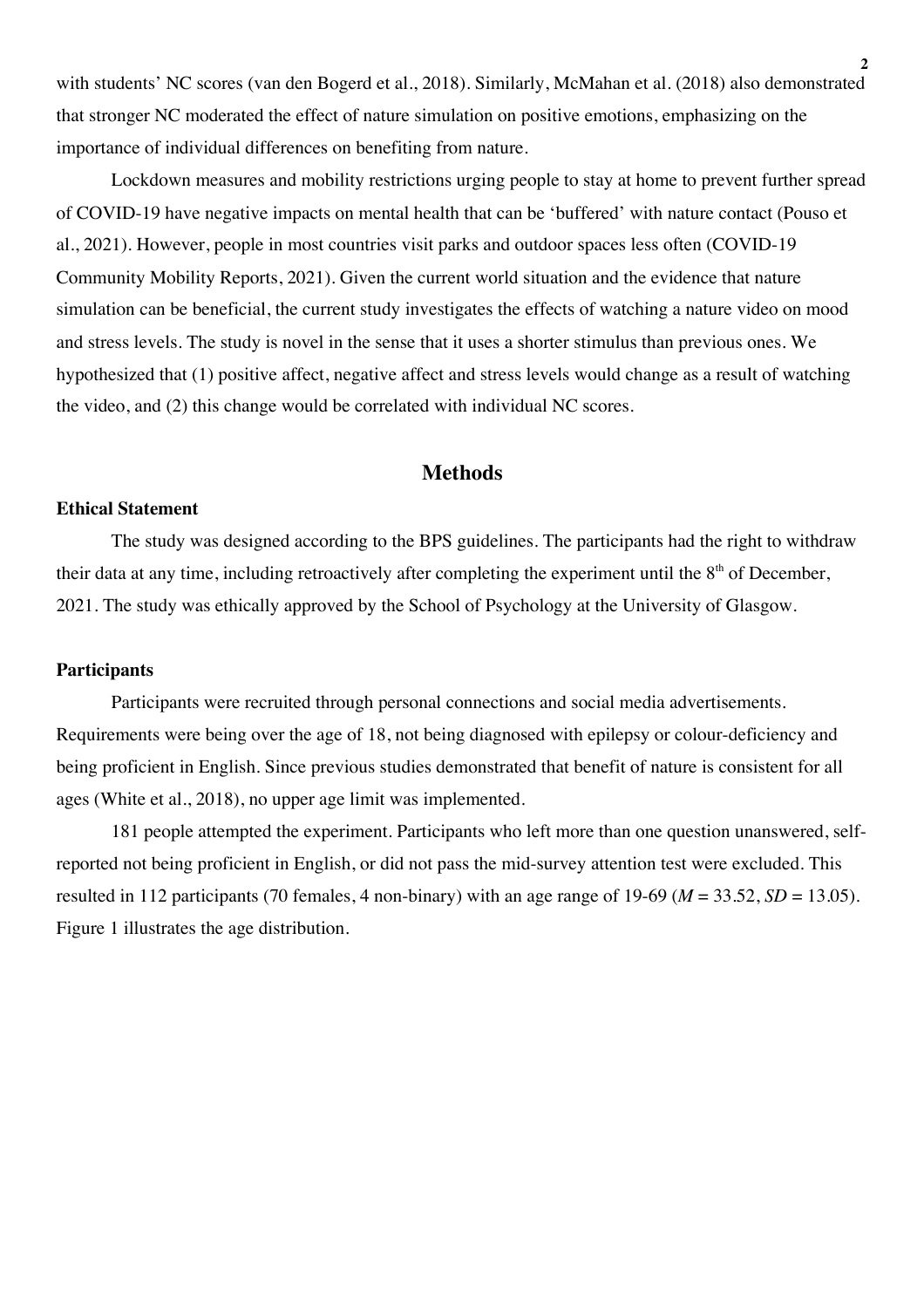with students' NC scores (van den Bogerd et al., 2018). Similarly, McMahan et al. (2018) also demonstrated that stronger NC moderated the effect of nature simulation on positive emotions, emphasizing on the importance of individual differences on benefiting from nature.

Lockdown measures and mobility restrictions urging people to stay at home to prevent further spread of COVID-19 have negative impacts on mental health that can be 'buffered' with nature contact (Pouso et al., 2021). However, people in most countries visit parks and outdoor spaces less often (COVID-19 Community Mobility Reports, 2021). Given the current world situation and the evidence that nature simulation can be beneficial, the current study investigates the effects of watching a nature video on mood and stress levels. The study is novel in the sense that it uses a shorter stimulus than previous ones. We hypothesized that (1) positive affect, negative affect and stress levels would change as a result of watching the video, and (2) this change would be correlated with individual NC scores.

## Methods

### Ethical Statement

The study was designed according to the BPS guidelines. The participants had the right to withdraw their data at any time, including retroactively after completing the experiment until the 8th of December, 2021. The study was ethically approved by the School of Psychology at the University of Glasgow.

### Participants

Participants were recruited through personal connections and social media advertisements. Requirements were being over the age of 18, not being diagnosed with epilepsy or colour-deficiency and being proficient in English. Since previous studies demonstrated that benefit of nature is consistent for all ages (White et al., 2018), no upper age limit was implemented.

181 people attempted the experiment. Participants who left more than one question unanswered, self-reported not being proficient in English, or did not pass the mid-survey attention test were excluded. This resulted in 112 participants (70 females, 4 non-binary) with an age range of 19-69 ($M$ = 33.52, $SD$ = 13.05). Figure 1 illustrates the age distribution.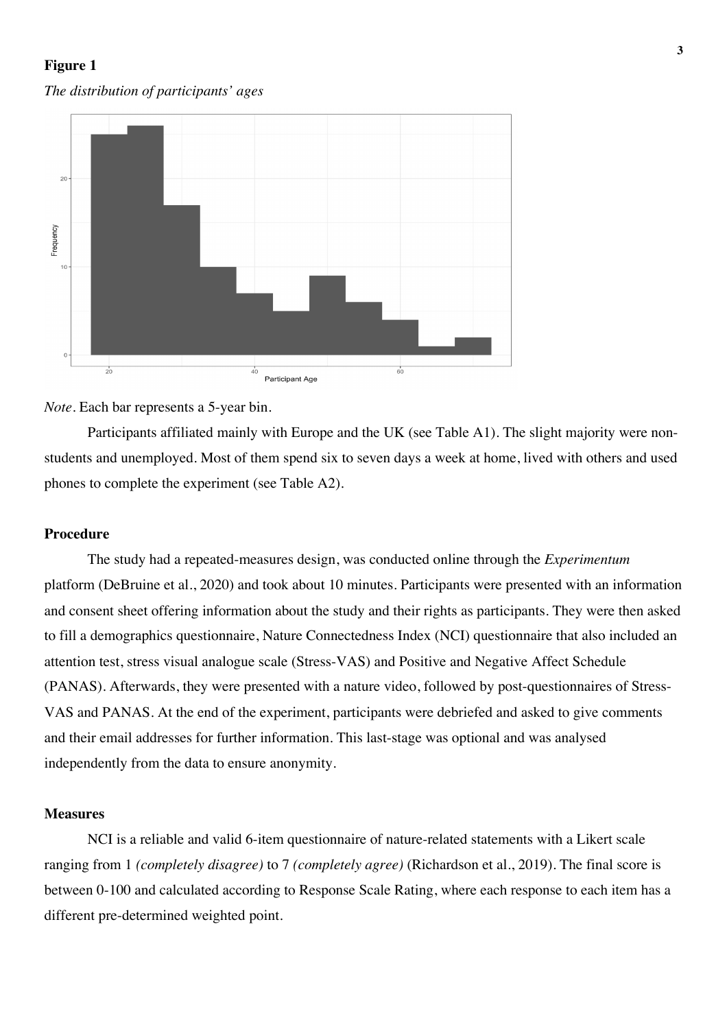**Figure 1**

*The distribution of participants' ages*

*Note*. Each bar represents a 5-year bin.

Participants affiliated mainly with Europe and the UK (see Table A1). The slight majority were non-students and unemployed. Most of them spend six to seven days a week at home, lived with others and used phones to complete the experiment (see Table A2).

## Procedure

The study had a repeated-measures design, was conducted online through the *Experimentum* platform (DeBruine et al., 2020) and took about 10 minutes. Participants were presented with an information and consent sheet offering information about the study and their rights as participants. They were then asked to fill a demographics questionnaire, Nature Connectedness Index (NCI) questionnaire that also included an attention test, stress visual analogue scale (Stress-VAS) and Positive and Negative Affect Schedule (PANAS). Afterwards, they were presented with a nature video, followed by post-questionnaires of Stress-VAS and PANAS. At the end of the experiment, participants were debriefed and asked to give comments and their email addresses for further information. This last-stage was optional and was analysed independently from the data to ensure anonymity.

## Measures

NCI is a reliable and valid 6-item questionnaire of nature-related statements with a Likert scale ranging from 1 *(completely disagree)* to 7 *(completely agree)* (Richardson et al., 2019). The final score is between 0-100 and calculated according to Response Scale Rating, where each response to each item has a different pre-determined weighted point.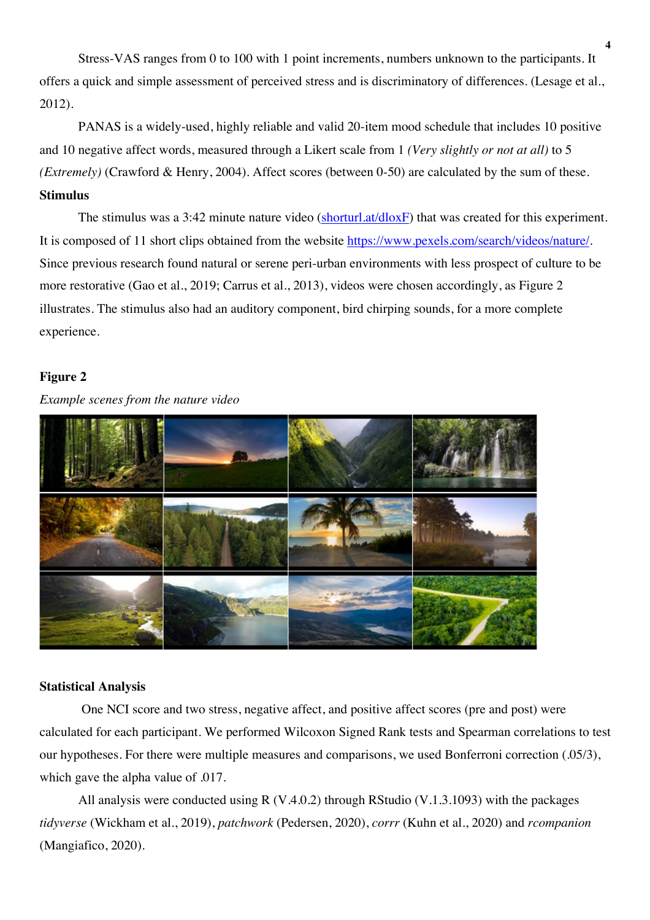Stress-VAS ranges from 0 to 100 with 1 point increments, numbers unknown to the participants. It offers a quick and simple assessment of perceived stress and is discriminatory of differences. (Lesage et al., 2012).

PANAS is a widely-used, highly reliable and valid 20-item mood schedule that includes 10 positive and 10 negative affect words, measured through a Likert scale from 1 *(Very slightly or not at all)* to 5 *(Extremely)* (Crawford & Henry, 2004). Affect scores (between 0-50) are calculated by the sum of these.

**Stimulus**

The stimulus was a 3:42 minute nature video (shorturl.at/dloxF) that was created for this experiment. It is composed of 11 short clips obtained from the website https://www.pexels.com/search/videos/nature/. Since previous research found natural or serene peri-urban environments with less prospect of culture to be more restorative (Gao et al., 2019; Carrus et al., 2013), videos were chosen accordingly, as Figure 2 illustrates. The stimulus also had an auditory component, bird chirping sounds, for a more complete experience.

**Figure 2**

*Example scenes from the nature video*

**Statistical Analysis**

One NCI score and two stress, negative affect, and positive affect scores (pre and post) were calculated for each participant. We performed Wilcoxon Signed Rank tests and Spearman correlations to test our hypotheses. For there were multiple measures and comparisons, we used Bonferroni correction (.05/3), which gave the alpha value of .017.

All analysis were conducted using R (V.4.0.2) through RStudio (V.1.3.1093) with the packages *tidyverse* (Wickham et al., 2019), *patchwork* (Pedersen, 2020), *corrr* (Kuhn et al., 2020) and *rcompanion* (Mangiafico, 2020).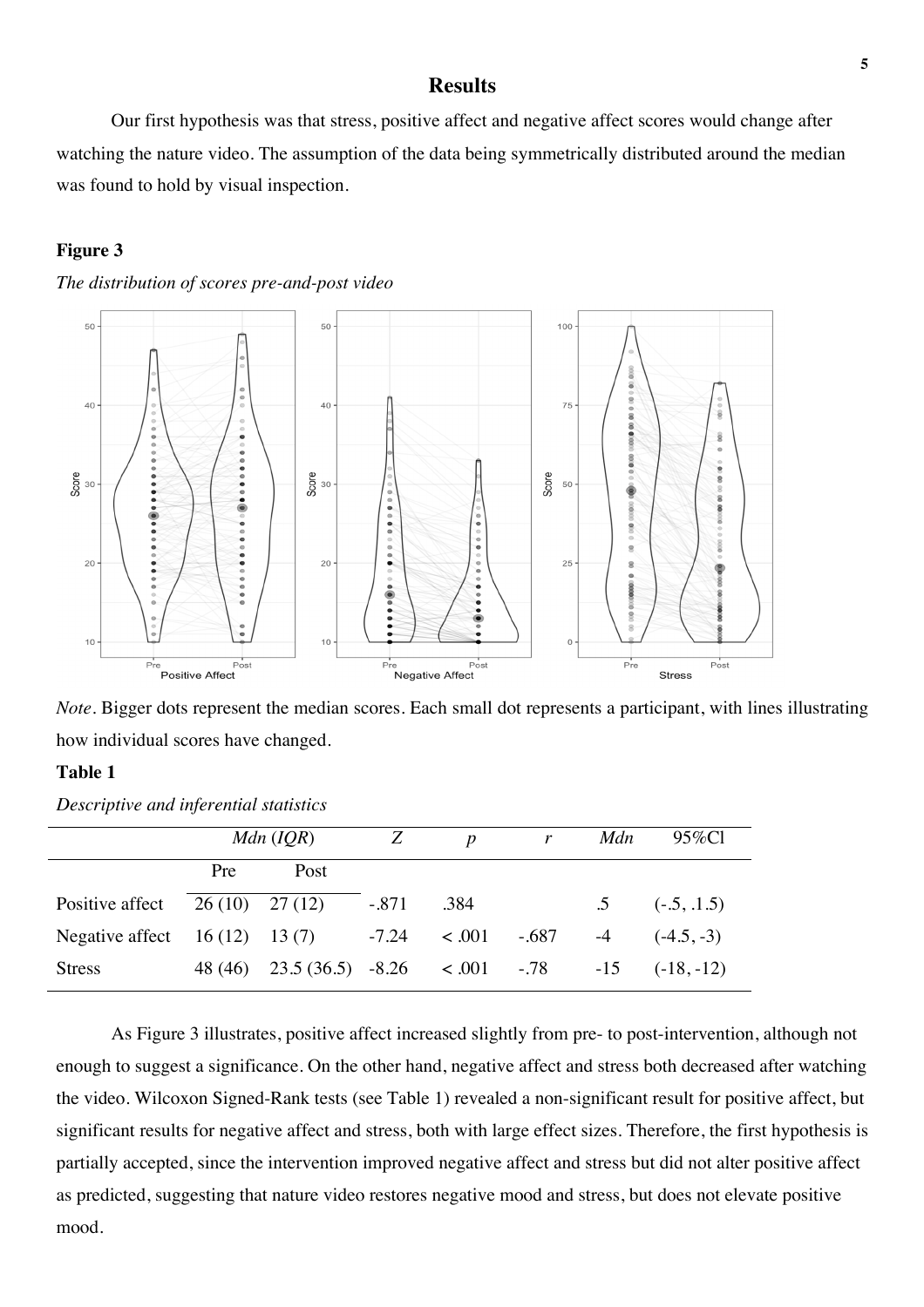## Results

Our first hypothesis was that stress, positive affect and negative affect scores would change after watching the nature video. The assumption of the data being symmetrically distributed around the median was found to hold by visual inspection.

**Figure 3**

*The distribution of scores pre-and-post video*

*Note*. Bigger dots represent the median scores. Each small dot represents a participant, with lines illustrating how individual scores have changed.

**Table 1**

*Descriptive and inferential statistics*

| | *Mdn* (*IQR*) | | *Z* | *p* | *r* | *Mdn* | 95%Cl |
|---|---|---|---|---|---|---|---|
| | Pre | Post | | | | | |
| Positive affect | 26 (10) | 27 (12) | -.871 | .384 | | .5 | (-.5, .1.5) |
| Negative affect | 16 (12) | 13 (7) | -7.24 | < .001 | -.687 | -4 | (-4.5, -3) |
| Stress | 48 (46) | 23.5 (36.5) | -8.26 | < .001 | -.78 | -15 | (-18, -12) |

As Figure 3 illustrates, positive affect increased slightly from pre- to post-intervention, although not enough to suggest a significance. On the other hand, negative affect and stress both decreased after watching the video. Wilcoxon Signed-Rank tests (see Table 1) revealed a non-significant result for positive affect, but significant results for negative affect and stress, both with large effect sizes. Therefore, the first hypothesis is partially accepted, since the intervention improved negative affect and stress but did not alter positive affect as predicted, suggesting that nature video restores negative mood and stress, but does not elevate positive mood.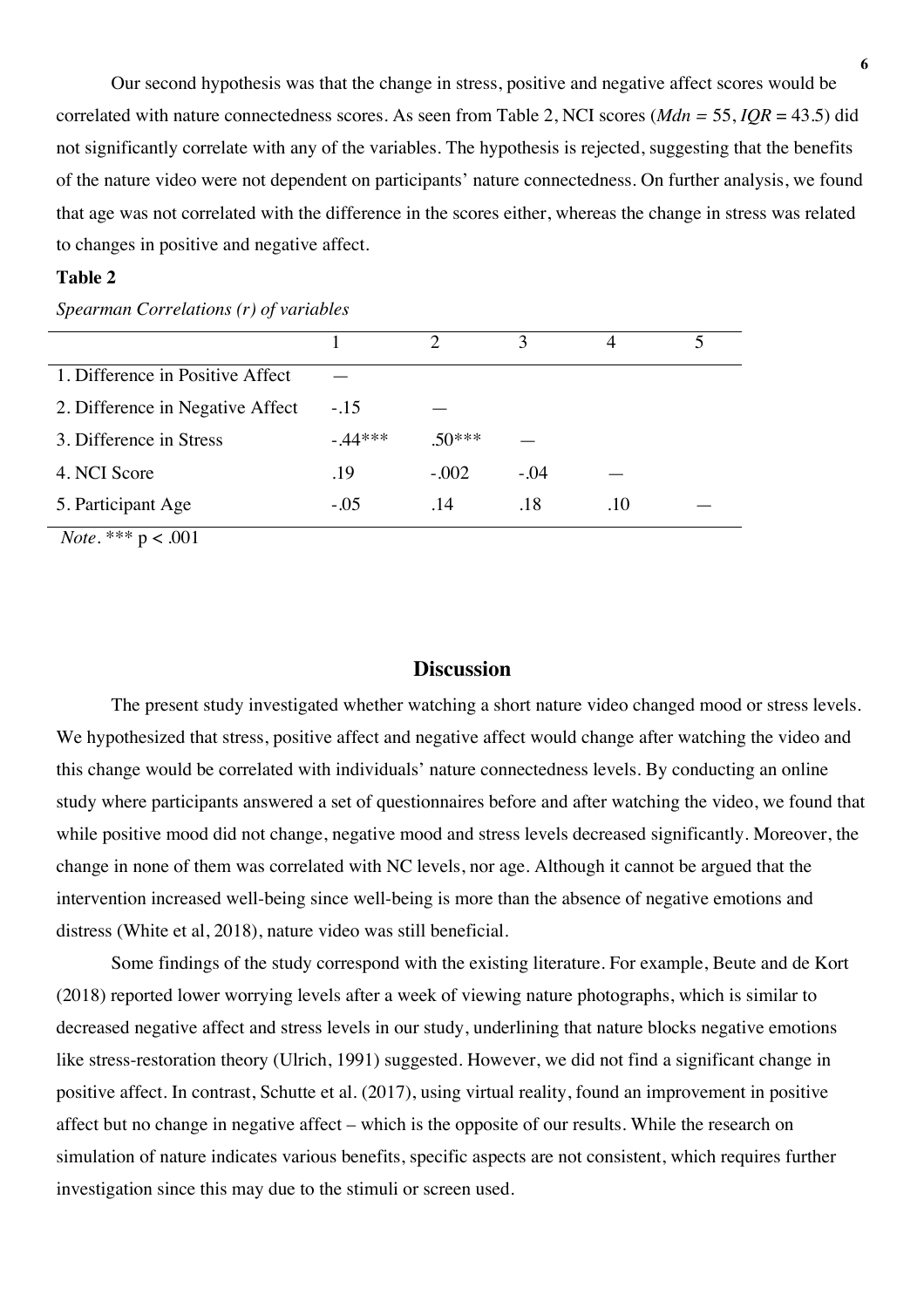Our second hypothesis was that the change in stress, positive and negative affect scores would be correlated with nature connectedness scores. As seen from Table 2, NCI scores (*Mdn* = 55, *IQR* = 43.5) did not significantly correlate with any of the variables. The hypothesis is rejected, suggesting that the benefits of the nature video were not dependent on participants' nature connectedness. On further analysis, we found that age was not correlated with the difference in the scores either, whereas the change in stress was related to changes in positive and negative affect.

**Table 2**

*Spearman Correlations (r) of variables*

| | 1 | 2 | 3 | 4 | 5 |
|---|---|---|---|---|---|
| 1. Difference in Positive Affect | — | | | | |
| 2. Difference in Negative Affect | -.15 | — | | | |
| 3. Difference in Stress | -.44*** | .50*** | — | | |
| 4. NCI Score | .19 | -.002 | -.04 | — | |
| 5. Participant Age | -.05 | .14 | .18 | .10 | — |

*Note*. *** p < .001

## Discussion

The present study investigated whether watching a short nature video changed mood or stress levels. We hypothesized that stress, positive affect and negative affect would change after watching the video and this change would be correlated with individuals' nature connectedness levels. By conducting an online study where participants answered a set of questionnaires before and after watching the video, we found that while positive mood did not change, negative mood and stress levels decreased significantly. Moreover, the change in none of them was correlated with NC levels, nor age. Although it cannot be argued that the intervention increased well-being since well-being is more than the absence of negative emotions and distress (White et al, 2018), nature video was still beneficial.

Some findings of the study correspond with the existing literature. For example, Beute and de Kort (2018) reported lower worrying levels after a week of viewing nature photographs, which is similar to decreased negative affect and stress levels in our study, underlining that nature blocks negative emotions like stress-restoration theory (Ulrich, 1991) suggested. However, we did not find a significant change in positive affect. In contrast, Schutte et al. (2017), using virtual reality, found an improvement in positive affect but no change in negative affect – which is the opposite of our results. While the research on simulation of nature indicates various benefits, specific aspects are not consistent, which requires further investigation since this may due to the stimuli or screen used.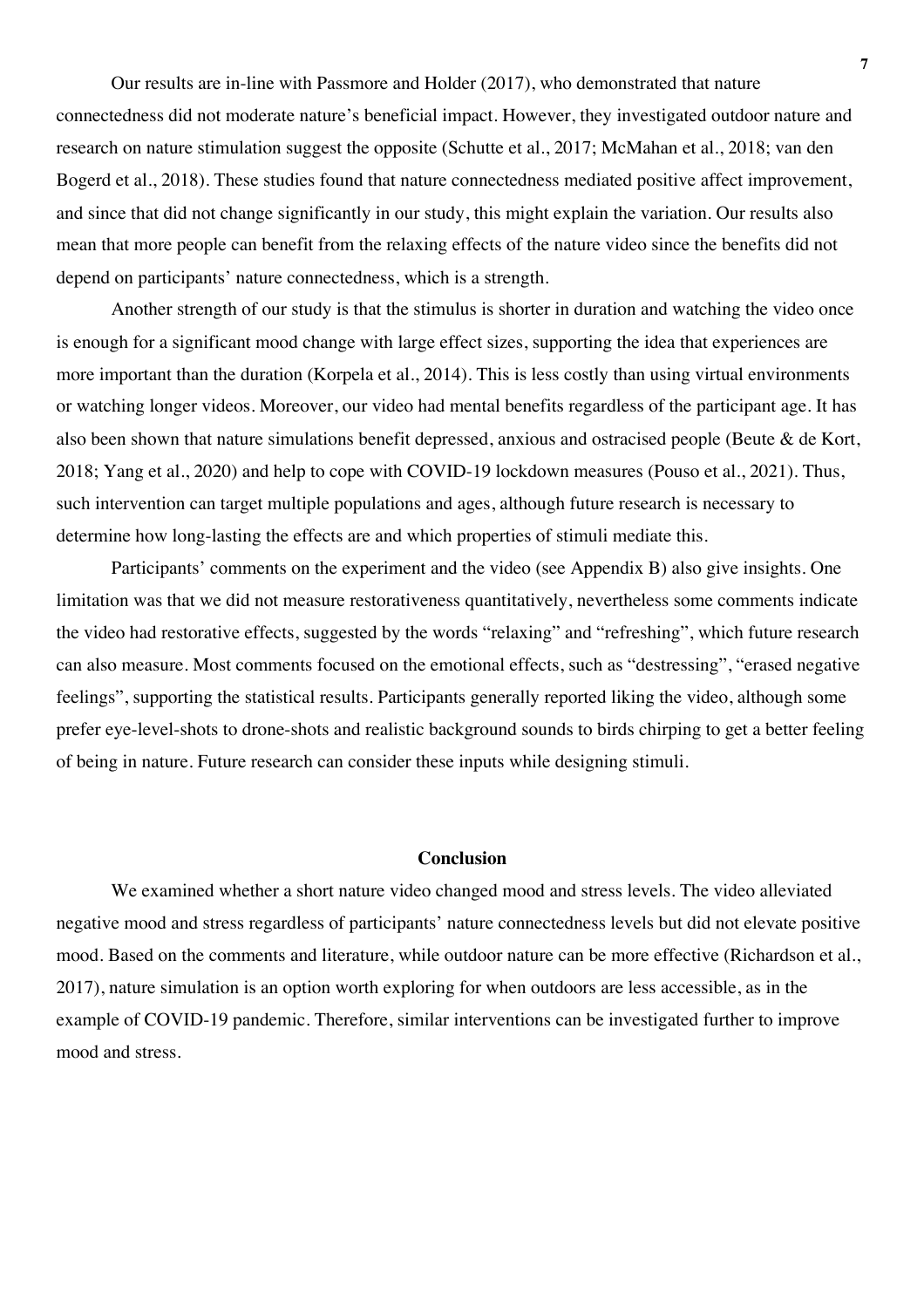Our results are in-line with Passmore and Holder (2017), who demonstrated that nature connectedness did not moderate nature's beneficial impact. However, they investigated outdoor nature and research on nature stimulation suggest the opposite (Schutte et al., 2017; McMahan et al., 2018; van den Bogerd et al., 2018). These studies found that nature connectedness mediated positive affect improvement, and since that did not change significantly in our study, this might explain the variation. Our results also mean that more people can benefit from the relaxing effects of the nature video since the benefits did not depend on participants' nature connectedness, which is a strength.

Another strength of our study is that the stimulus is shorter in duration and watching the video once is enough for a significant mood change with large effect sizes, supporting the idea that experiences are more important than the duration (Korpela et al., 2014). This is less costly than using virtual environments or watching longer videos. Moreover, our video had mental benefits regardless of the participant age. It has also been shown that nature simulations benefit depressed, anxious and ostracised people (Beute & de Kort, 2018; Yang et al., 2020) and help to cope with COVID-19 lockdown measures (Pouso et al., 2021). Thus, such intervention can target multiple populations and ages, although future research is necessary to determine how long-lasting the effects are and which properties of stimuli mediate this.

Participants' comments on the experiment and the video (see Appendix B) also give insights. One limitation was that we did not measure restorativeness quantitatively, nevertheless some comments indicate the video had restorative effects, suggested by the words "relaxing" and "refreshing", which future research can also measure. Most comments focused on the emotional effects, such as "destressing", "erased negative feelings", supporting the statistical results. Participants generally reported liking the video, although some prefer eye-level-shots to drone-shots and realistic background sounds to birds chirping to get a better feeling of being in nature. Future research can consider these inputs while designing stimuli.

## Conclusion

We examined whether a short nature video changed mood and stress levels. The video alleviated negative mood and stress regardless of participants' nature connectedness levels but did not elevate positive mood. Based on the comments and literature, while outdoor nature can be more effective (Richardson et al., 2017), nature simulation is an option worth exploring for when outdoors are less accessible, as in the example of COVID-19 pandemic. Therefore, similar interventions can be investigated further to improve mood and stress.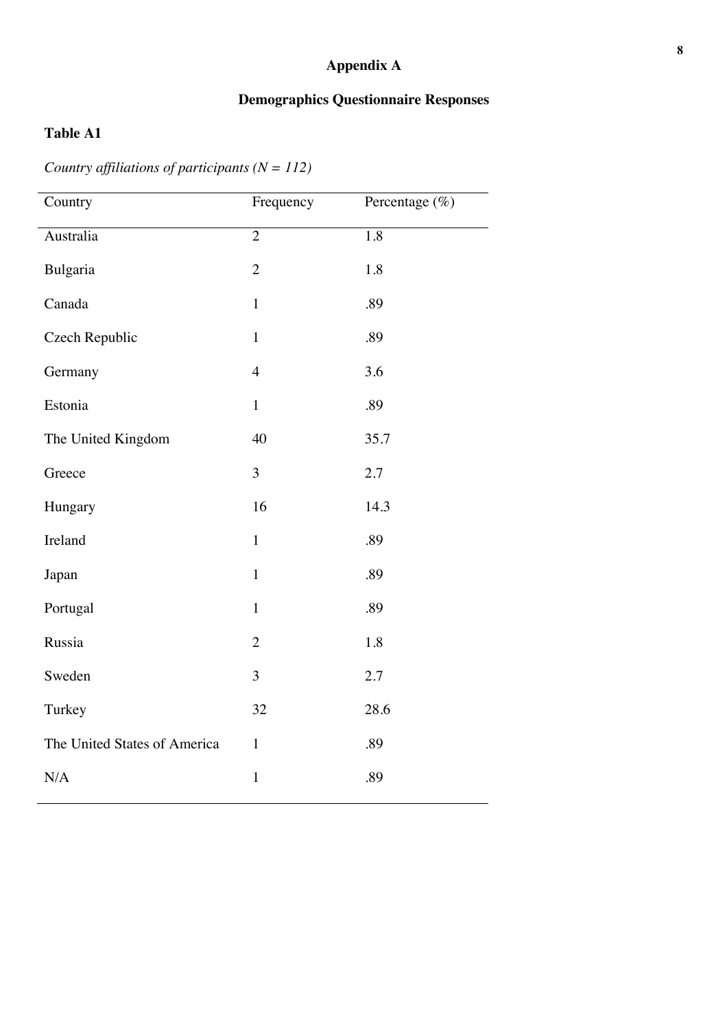# Appendix A

## Demographics Questionnaire Responses

**Table A1**

*Country affiliations of participants (N = 112)*

| Country | Frequency | Percentage (%) |
|---|---|---|
| Australia | 2 | 1.8 |
| Bulgaria | 2 | 1.8 |
| Canada | 1 | .89 |
| Czech Republic | 1 | .89 |
| Germany | 4 | 3.6 |
| Estonia | 1 | .89 |
| The United Kingdom | 40 | 35.7 |
| Greece | 3 | 2.7 |
| Hungary | 16 | 14.3 |
| Ireland | 1 | .89 |
| Japan | 1 | .89 |
| Portugal | 1 | .89 |
| Russia | 2 | 1.8 |
| Sweden | 3 | 2.7 |
| Turkey | 32 | 28.6 |
| The United States of America | 1 | .89 |
| N/A | 1 | .89 |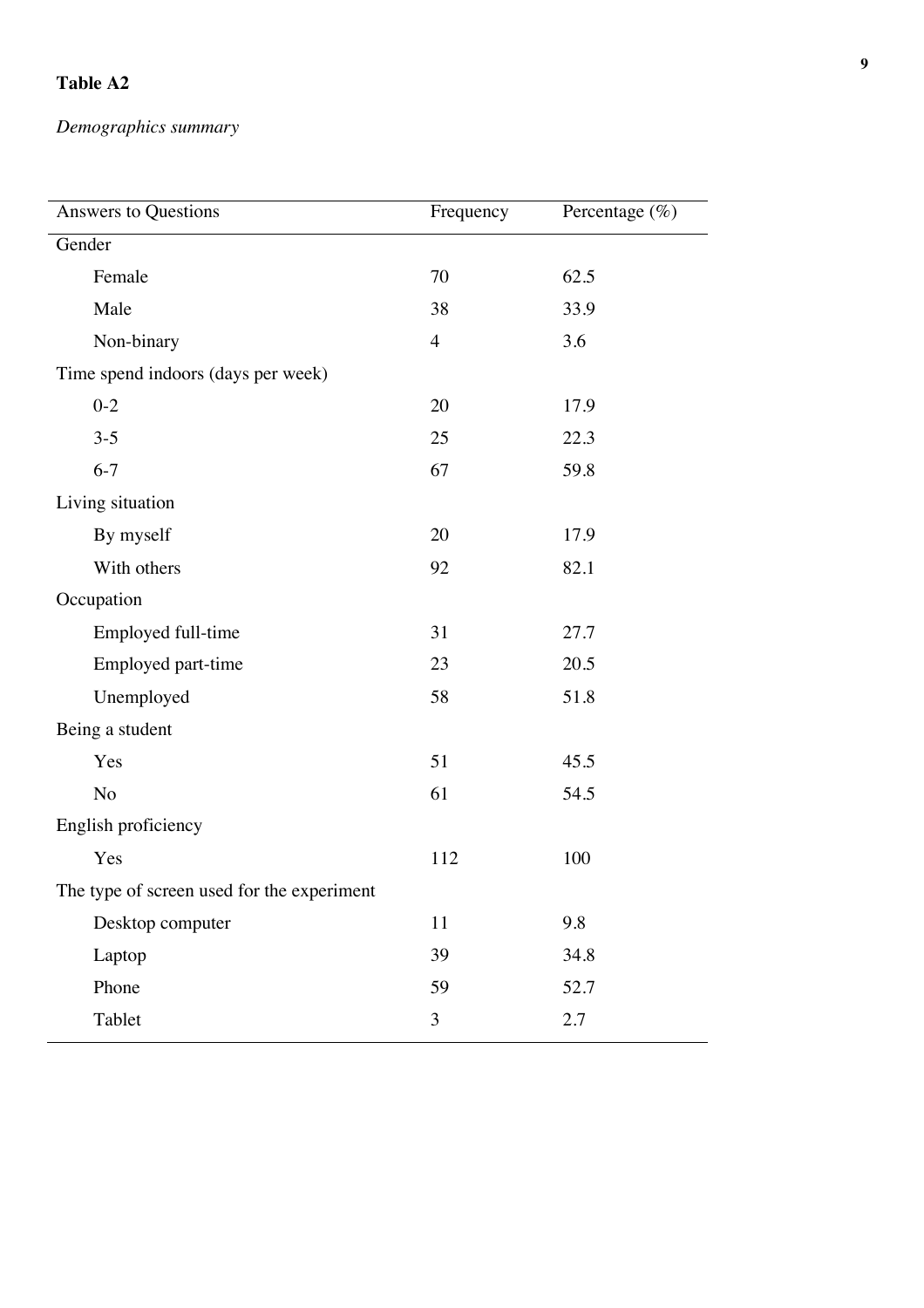**Table A2**

*Demographics summary*

| Answers to Questions | Frequency | Percentage (%) |
|---|---|---|
| Gender | | |
| Female | 70 | 62.5 |
| Male | 38 | 33.9 |
| Non-binary | 4 | 3.6 |
| Time spend indoors (days per week) | | |
| 0-2 | 20 | 17.9 |
| 3-5 | 25 | 22.3 |
| 6-7 | 67 | 59.8 |
| Living situation | | |
| By myself | 20 | 17.9 |
| With others | 92 | 82.1 |
| Occupation | | |
| Employed full-time | 31 | 27.7 |
| Employed part-time | 23 | 20.5 |
| Unemployed | 58 | 51.8 |
| Being a student | | |
| Yes | 51 | 45.5 |
| No | 61 | 54.5 |
| English proficiency | | |
| Yes | 112 | 100 |
| The type of screen used for the experiment | | |
| Desktop computer | 11 | 9.8 |
| Laptop | 39 | 34.8 |
| Phone | 59 | 52.7 |
| Tablet | 3 | 2.7 |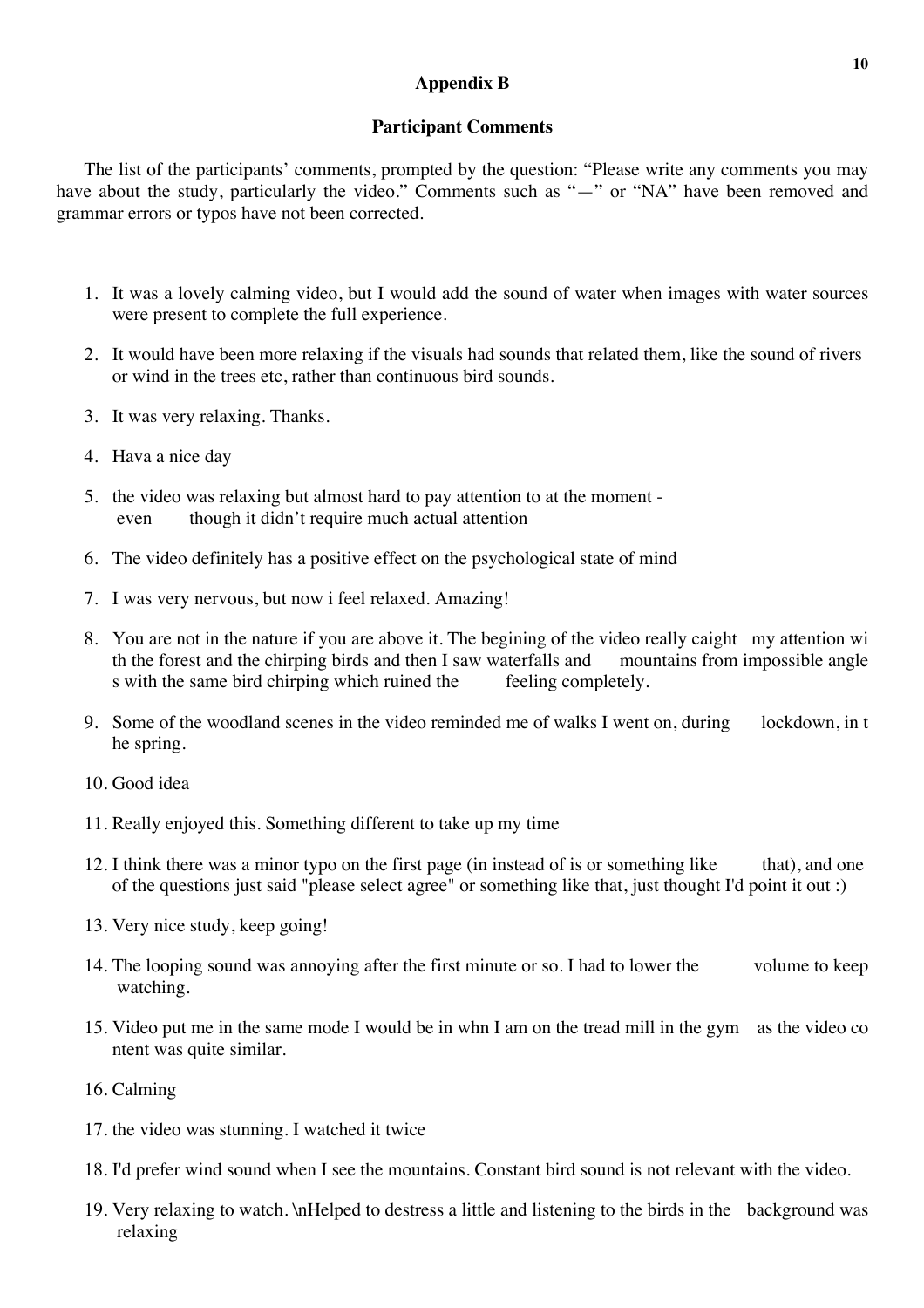## Appendix B

### Participant Comments

The list of the participants' comments, prompted by the question: "Please write any comments you may have about the study, particularly the video." Comments such as "—" or "NA" have been removed and grammar errors or typos have not been corrected.

1. It was a lovely calming video, but I would add the sound of water when images with water sources were present to complete the full experience.
2. It would have been more relaxing if the visuals had sounds that related them, like the sound of rivers or wind in the trees etc, rather than continuous bird sounds.
3. It was very relaxing. Thanks.
4. Hava a nice day
5. the video was relaxing but almost hard to pay attention to at the moment - even though it didn't require much actual attention
6. The video definitely has a positive effect on the psychological state of mind
7. I was very nervous, but now i feel relaxed. Amazing!
8. You are not in the nature if you are above it. The begining of the video really caight my attention wi th the forest and the chirping birds and then I saw waterfalls and mountains from impossible angle s with the same bird chirping which ruined the feeling completely.
9. Some of the woodland scenes in the video reminded me of walks I went on, during lockdown, in t he spring.
10. Good idea
11. Really enjoyed this. Something different to take up my time
12. I think there was a minor typo on the first page (in instead of is or something like that), and one of the questions just said "please select agree" or something like that, just thought I'd point it out :)
13. Very nice study, keep going!
14. The looping sound was annoying after the first minute or so. I had to lower the volume to keep watching.
15. Video put me in the same mode I would be in whn I am on the tread mill in the gym as the video co ntent was quite similar.
16. Calming
17. the video was stunning. I watched it twice
18. I'd prefer wind sound when I see the mountains. Constant bird sound is not relevant with the video.
19. Very relaxing to watch. \nHelped to destress a little and listening to the birds in the background was relaxing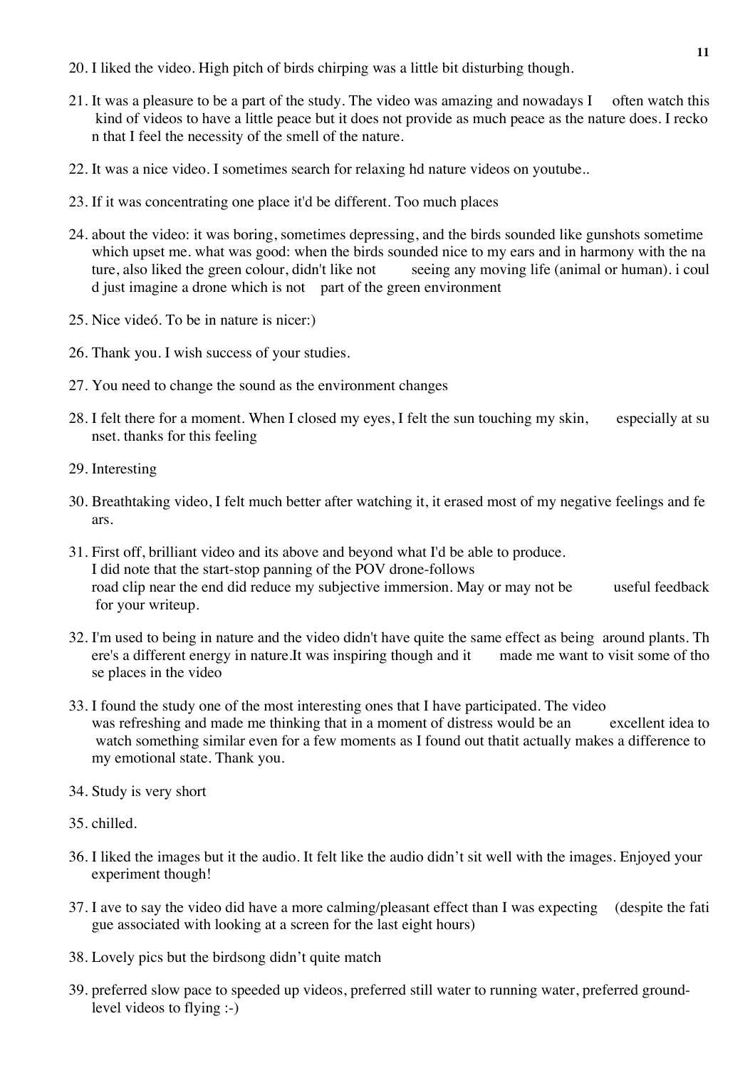20. I liked the video. High pitch of birds chirping was a little bit disturbing though.

21. It was a pleasure to be a part of the study. The video was amazing and nowadays I often watch this kind of videos to have a little peace but it does not provide as much peace as the nature does. I reckon that I feel the necessity of the smell of the nature.

22. It was a nice video. I sometimes search for relaxing hd nature videos on youtube..

23. If it was concentrating one place it'd be different. Too much places

24. about the video: it was boring, sometimes depressing, and the birds sounded like gunshots sometime which upset me. what was good: when the birds sounded nice to my ears and in harmony with the nature, also liked the green colour, didn't like not seeing any moving life (animal or human). i could just imagine a drone which is not part of the green environment

25. Nice videó. To be in nature is nicer:)

26. Thank you. I wish success of your studies.

27. You need to change the sound as the environment changes

28. I felt there for a moment. When I closed my eyes, I felt the sun touching my skin, especially at sunset. thanks for this feeling

29. Interesting

30. Breathtaking video, I felt much better after watching it, it erased most of my negative feelings and fears.

31. First off, brilliant video and its above and beyond what I'd be able to produce.
    I did note that the start-stop panning of the POV drone-follows road clip near the end did reduce my subjective immersion. May or may not be useful feedback for your writeup.

32. I'm used to being in nature and the video didn't have quite the same effect as being around plants. There's a different energy in nature.It was inspiring though and it made me want to visit some of those places in the video

33. I found the study one of the most interesting ones that I have participated. The video was refreshing and made me thinking that in a moment of distress would be an excellent idea to watch something similar even for a few moments as I found out thatit actually makes a difference to my emotional state. Thank you.

34. Study is very short

35. chilled.

36. I liked the images but it the audio. It felt like the audio didn't sit well with the images. Enjoyed your experiment though!

37. I ave to say the video did have a more calming/pleasant effect than I was expecting (despite the fatigue associated with looking at a screen for the last eight hours)

38. Lovely pics but the birdsong didn't quite match

39. preferred slow pace to speeded up videos, preferred still water to running water, preferred ground-level videos to flying :-)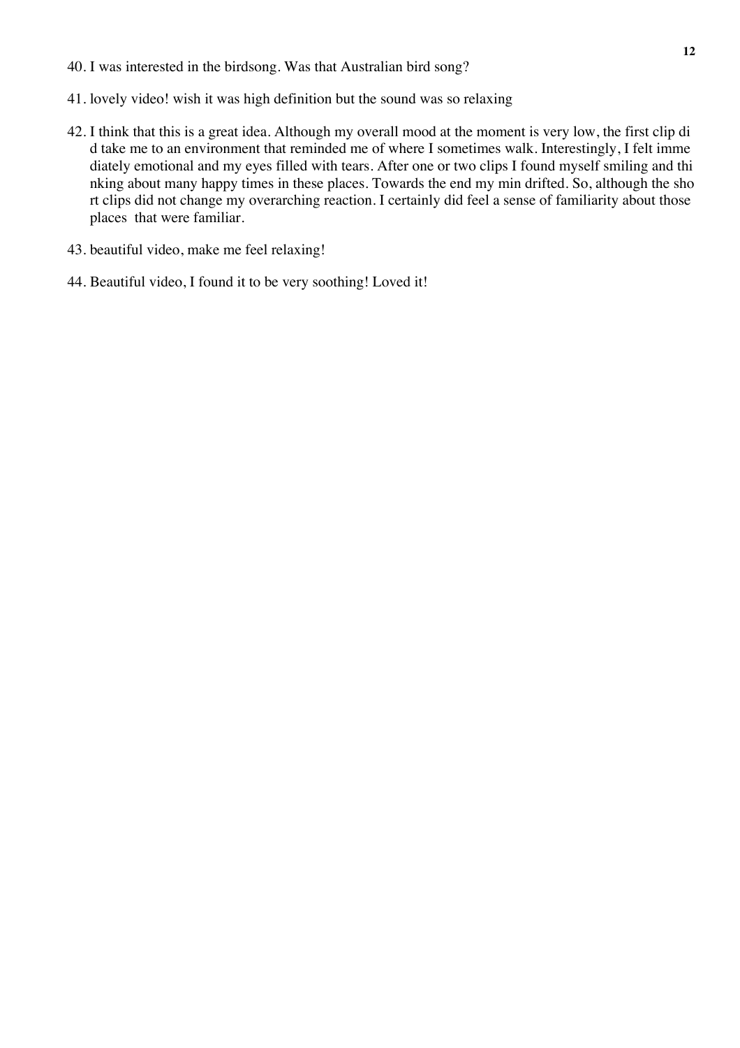40. I was interested in the birdsong. Was that Australian bird song?

41. lovely video! wish it was high definition but the sound was so relaxing

42. I think that this is a great idea. Although my overall mood at the moment is very low, the first clip did take me to an environment that reminded me of where I sometimes walk. Interestingly, I felt immediately emotional and my eyes filled with tears. After one or two clips I found myself smiling and thinking about many happy times in these places. Towards the end my min drifted. So, although the short clips did not change my overarching reaction. I certainly did feel a sense of familiarity about those places that were familiar.

43. beautiful video, make me feel relaxing!

44. Beautiful video, I found it to be very soothing! Loved it!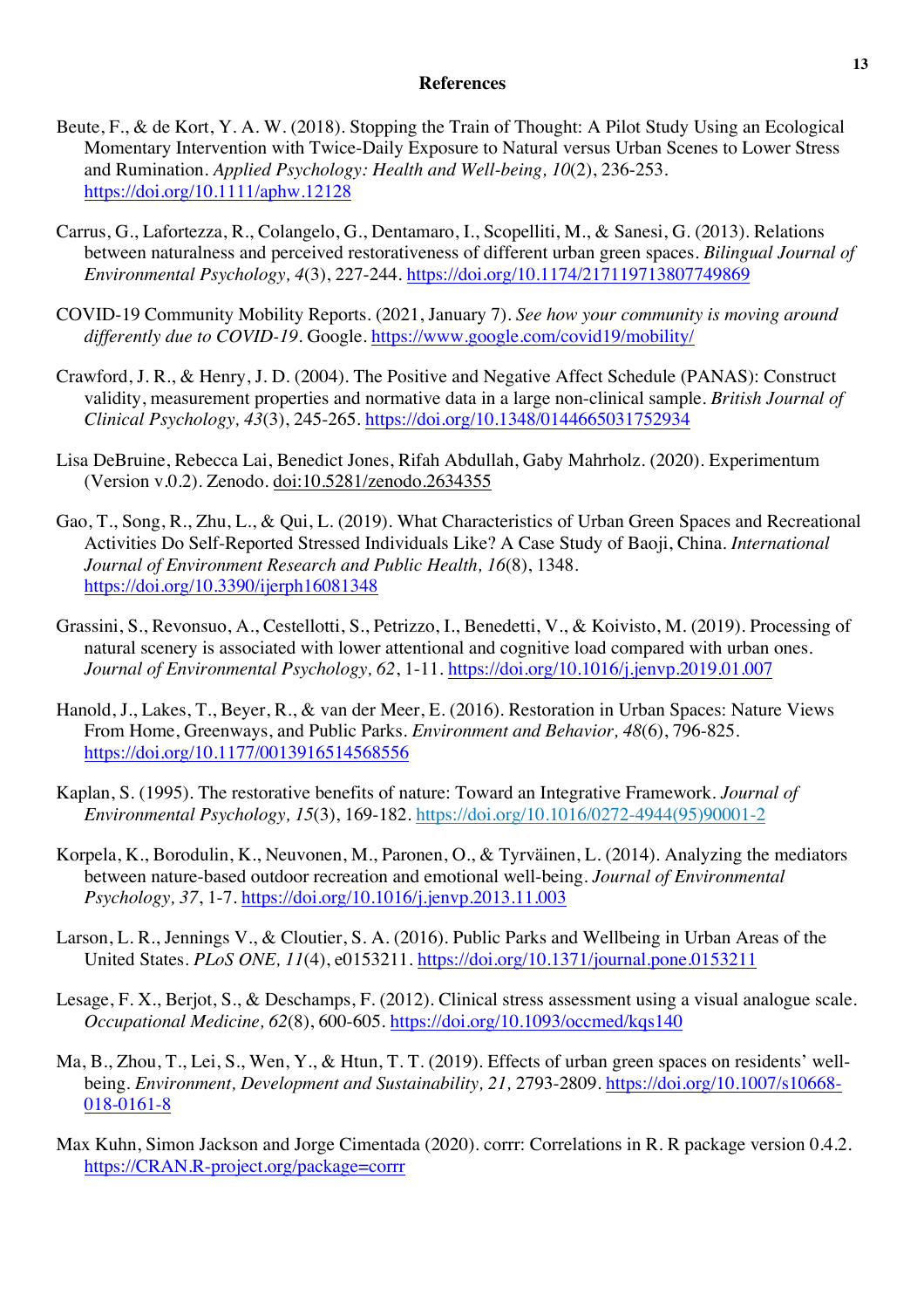## References

Beute, F., & de Kort, Y. A. W. (2018). Stopping the Train of Thought: A Pilot Study Using an Ecological Momentary Intervention with Twice-Daily Exposure to Natural versus Urban Scenes to Lower Stress and Rumination. *Applied Psychology: Health and Well-being, 10*(2), 236-253. https://doi.org/10.1111/aphw.12128

Carrus, G., Lafortezza, R., Colangelo, G., Dentamaro, I., Scopelliti, M., & Sanesi, G. (2013). Relations between naturalness and perceived restorativeness of different urban green spaces. *Bilingual Journal of Environmental Psychology, 4*(3), 227-244. https://doi.org/10.1174/217119713807749869

COVID-19 Community Mobility Reports. (2021, January 7). *See how your community is moving around differently due to COVID-19*. Google. https://www.google.com/covid19/mobility/

Crawford, J. R., & Henry, J. D. (2004). The Positive and Negative Affect Schedule (PANAS): Construct validity, measurement properties and normative data in a large non-clinical sample. *British Journal of Clinical Psychology, 43*(3), 245-265. https://doi.org/10.1348/0144665031752934

Lisa DeBruine, Rebecca Lai, Benedict Jones, Rifah Abdullah, Gaby Mahrholz. (2020). Experimentum (Version v.0.2). Zenodo. doi:10.5281/zenodo.2634355

Gao, T., Song, R., Zhu, L., & Qui, L. (2019). What Characteristics of Urban Green Spaces and Recreational Activities Do Self-Reported Stressed Individuals Like? A Case Study of Baoji, China. *International Journal of Environment Research and Public Health, 16*(8), 1348. https://doi.org/10.3390/ijerph16081348

Grassini, S., Revonsuo, A., Cestellotti, S., Petrizzo, I., Benedetti, V., & Koivisto, M. (2019). Processing of natural scenery is associated with lower attentional and cognitive load compared with urban ones. *Journal of Environmental Psychology, 62*, 1-11. https://doi.org/10.1016/j.jenvp.2019.01.007

Hanold, J., Lakes, T., Beyer, R., & van der Meer, E. (2016). Restoration in Urban Spaces: Nature Views From Home, Greenways, and Public Parks. *Environment and Behavior, 48*(6), 796-825. https://doi.org/10.1177/0013916514568556

Kaplan, S. (1995). The restorative benefits of nature: Toward an Integrative Framework. *Journal of Environmental Psychology, 15*(3), 169-182. https://doi.org/10.1016/0272-4944(95)90001-2

Korpela, K., Borodulin, K., Neuvonen, M., Paronen, O., & Tyrväinen, L. (2014). Analyzing the mediators between nature-based outdoor recreation and emotional well-being. *Journal of Environmental Psychology, 37*, 1-7. https://doi.org/10.1016/j.jenvp.2013.11.003

Larson, L. R., Jennings V., & Cloutier, S. A. (2016). Public Parks and Wellbeing in Urban Areas of the United States. *PLoS ONE, 11*(4), e0153211. https://doi.org/10.1371/journal.pone.0153211

Lesage, F. X., Berjot, S., & Deschamps, F. (2012). Clinical stress assessment using a visual analogue scale. *Occupational Medicine, 62*(8), 600-605. https://doi.org/10.1093/occmed/kqs140

Ma, B., Zhou, T., Lei, S., Wen, Y., & Htun, T. T. (2019). Effects of urban green spaces on residents' well-being. *Environment, Development and Sustainability, 21,* 2793-2809. https://doi.org/10.1007/s10668-018-0161-8

Max Kuhn, Simon Jackson and Jorge Cimentada (2020). corrr: Correlations in R. R package version 0.4.2. https://CRAN.R-project.org/package=corrr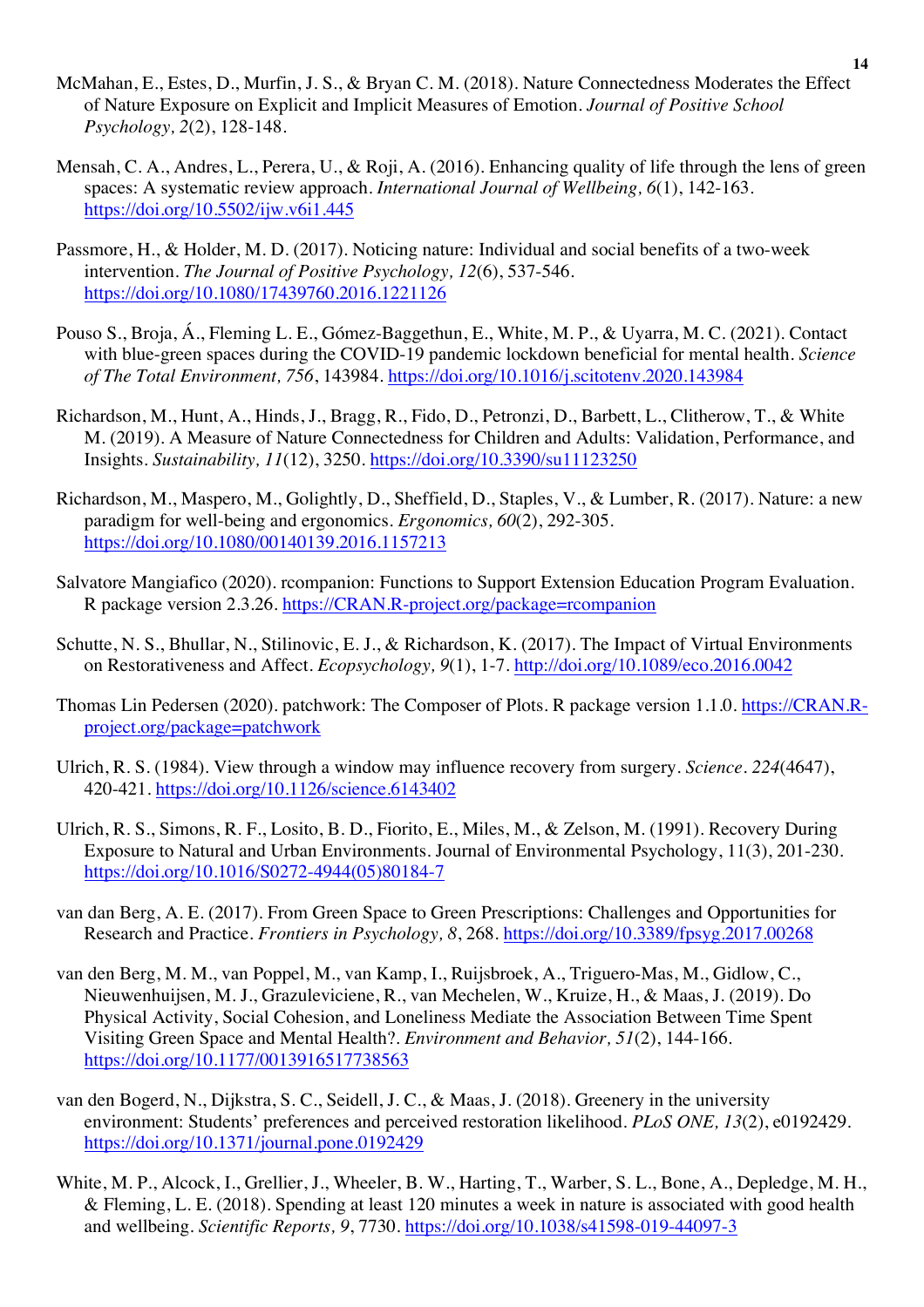McMahan, E., Estes, D., Murfin, J. S., & Bryan C. M. (2018). Nature Connectedness Moderates the Effect of Nature Exposure on Explicit and Implicit Measures of Emotion. *Journal of Positive School Psychology, 2*(2), 128-148.

Mensah, C. A., Andres, L., Perera, U., & Roji, A. (2016). Enhancing quality of life through the lens of green spaces: A systematic review approach. *International Journal of Wellbeing, 6*(1), 142-163. https://doi.org/10.5502/ijw.v6i1.445

Passmore, H., & Holder, M. D. (2017). Noticing nature: Individual and social benefits of a two-week intervention. *The Journal of Positive Psychology, 12*(6), 537-546. https://doi.org/10.1080/17439760.2016.1221126

Pouso S., Broja, Á., Fleming L. E., Gómez-Baggethun, E., White, M. P., & Uyarra, M. C. (2021). Contact with blue-green spaces during the COVID-19 pandemic lockdown beneficial for mental health. *Science of The Total Environment, 756*, 143984. https://doi.org/10.1016/j.scitotenv.2020.143984

Richardson, M., Hunt, A., Hinds, J., Bragg, R., Fido, D., Petronzi, D., Barbett, L., Clitherow, T., & White M. (2019). A Measure of Nature Connectedness for Children and Adults: Validation, Performance, and Insights. *Sustainability, 11*(12), 3250. https://doi.org/10.3390/su11123250

Richardson, M., Maspero, M., Golightly, D., Sheffield, D., Staples, V., & Lumber, R. (2017). Nature: a new paradigm for well-being and ergonomics. *Ergonomics, 60*(2), 292-305. https://doi.org/10.1080/00140139.2016.1157213

Salvatore Mangiafico (2020). rcompanion: Functions to Support Extension Education Program Evaluation. R package version 2.3.26. https://CRAN.R-project.org/package=rcompanion

Schutte, N. S., Bhullar, N., Stilinovic, E. J., & Richardson, K. (2017). The Impact of Virtual Environments on Restorativeness and Affect. *Ecopsychology, 9*(1), 1-7. http://doi.org/10.1089/eco.2016.0042

Thomas Lin Pedersen (2020). patchwork: The Composer of Plots. R package version 1.1.0. https://CRAN.R-project.org/package=patchwork

Ulrich, R. S. (1984). View through a window may influence recovery from surgery. *Science. 224*(4647), 420-421. https://doi.org/10.1126/science.6143402

Ulrich, R. S., Simons, R. F., Losito, B. D., Fiorito, E., Miles, M., & Zelson, M. (1991). Recovery During Exposure to Natural and Urban Environments. Journal of Environmental Psychology, 11(3), 201-230. https://doi.org/10.1016/S0272-4944(05)80184-7

van dan Berg, A. E. (2017). From Green Space to Green Prescriptions: Challenges and Opportunities for Research and Practice. *Frontiers in Psychology, 8*, 268. https://doi.org/10.3389/fpsyg.2017.00268

van den Berg, M. M., van Poppel, M., van Kamp, I., Ruijsbroek, A., Triguero-Mas, M., Gidlow, C., Nieuwenhuijsen, M. J., Grazuleviciene, R., van Mechelen, W., Kruize, H., & Maas, J. (2019). Do Physical Activity, Social Cohesion, and Loneliness Mediate the Association Between Time Spent Visiting Green Space and Mental Health?. *Environment and Behavior, 51*(2), 144-166. https://doi.org/10.1177/0013916517738563

van den Bogerd, N., Dijkstra, S. C., Seidell, J. C., & Maas, J. (2018). Greenery in the university environment: Students' preferences and perceived restoration likelihood. *PLoS ONE, 13*(2), e0192429. https://doi.org/10.1371/journal.pone.0192429

White, M. P., Alcock, I., Grellier, J., Wheeler, B. W., Harting, T., Warber, S. L., Bone, A., Depledge, M. H., & Fleming, L. E. (2018). Spending at least 120 minutes a week in nature is associated with good health and wellbeing. *Scientific Reports, 9*, 7730. https://doi.org/10.1038/s41598-019-44097-3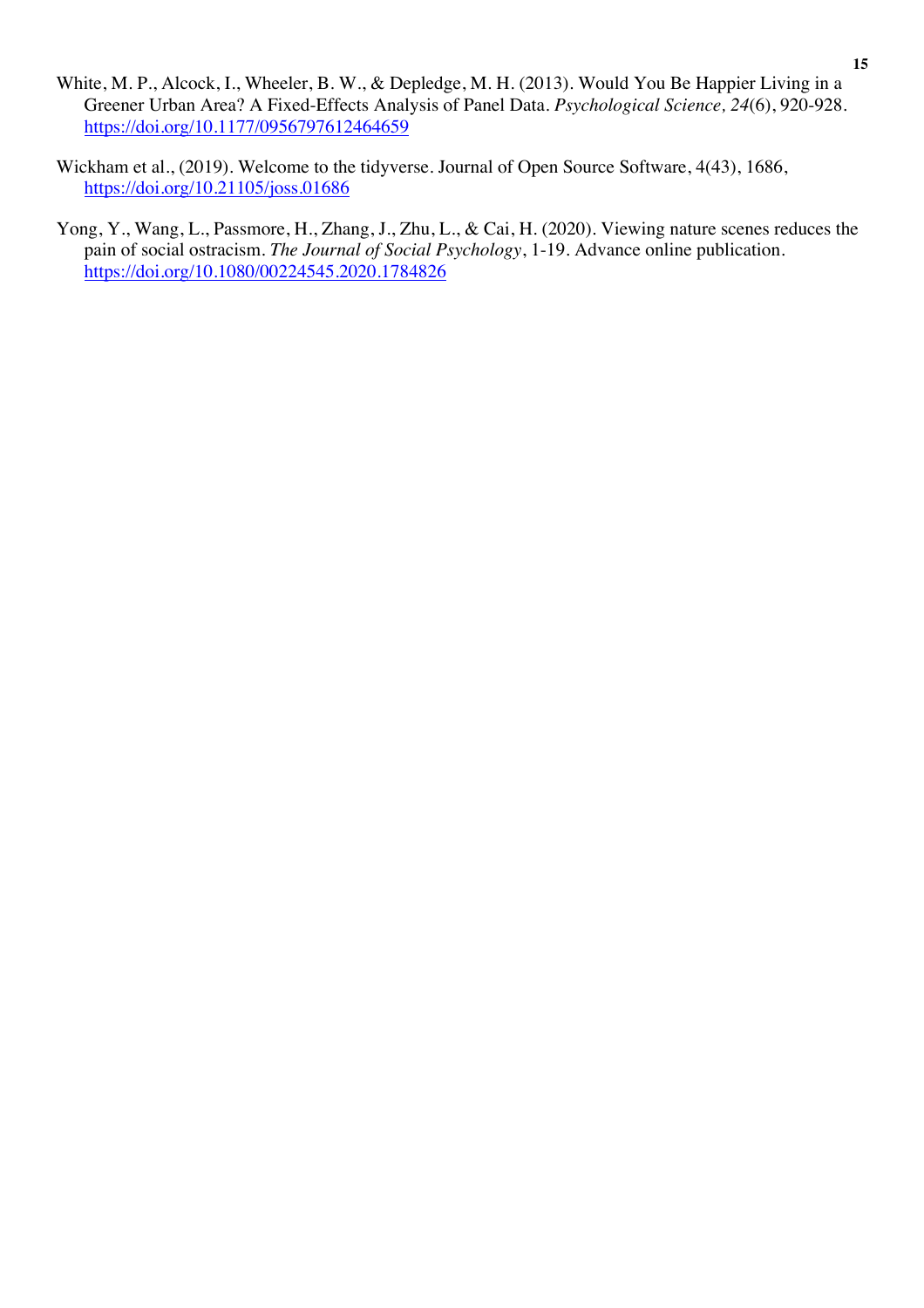White, M. P., Alcock, I., Wheeler, B. W., & Depledge, M. H. (2013). Would You Be Happier Living in a Greener Urban Area? A Fixed-Effects Analysis of Panel Data. *Psychological Science, 24*(6), 920-928. https://doi.org/10.1177/0956797612464659

Wickham et al., (2019). Welcome to the tidyverse. Journal of Open Source Software, 4(43), 1686, https://doi.org/10.21105/joss.01686

Yong, Y., Wang, L., Passmore, H., Zhang, J., Zhu, L., & Cai, H. (2020). Viewing nature scenes reduces the pain of social ostracism. *The Journal of Social Psychology*, 1-19. Advance online publication. https://doi.org/10.1080/00224545.2020.1784826